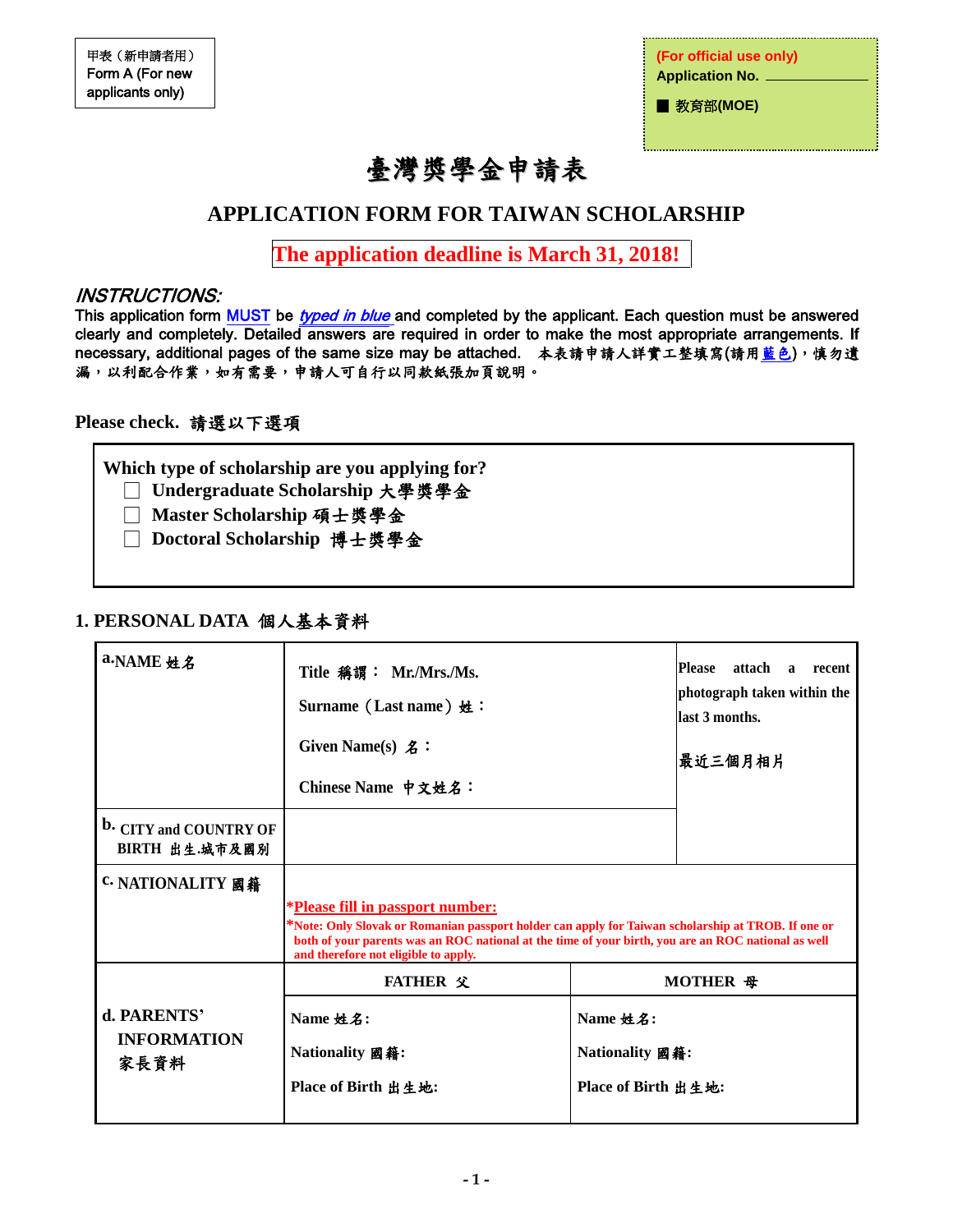甲表（新申請者用）
Form A (For new applicants only)

**(For official use only)**
**Application No.** ____________
■ 教育部(MOE)

# 臺灣獎學金申請表

## APPLICATION FORM FOR TAIWAN SCHOLARSHIP

**The application deadline is March 31, 2018!**

### *INSTRUCTIONS:*

This application form MUST be *typed in blue* and completed by the applicant. Each question must be answered clearly and completely. Detailed answers are required in order to make the most appropriate arrangements. If necessary, additional pages of the same size may be attached. 本表請申請人詳實工整填寫(請用藍色)，慎勿遺漏，以利配合作業，如有需要，申請人可自行以同款紙張加頁說明。

**Please check. 請選以下選項**

**Which type of scholarship are you applying for?**

- ☐ **Undergraduate Scholarship 大學獎學金**
- ☐ **Master Scholarship 碩士獎學金**
- ☐ **Doctoral Scholarship 博士獎學金**

### 1. PERSONAL DATA 個人基本資料

| | | |
|---|---|---|
| **a. NAME 姓名** | Title 稱謂： Mr./Mrs./Ms.<br>Surname（Last name）姓：<br>Given Name(s) 名：<br>Chinese Name 中文姓名： | Please attach a recent photograph taken within the last 3 months.<br><br>最近三個月相片 |
| **b. CITY and COUNTRY OF BIRTH 出生.城市及國別** | | |
| **c. NATIONALITY 國籍** | ***Please fill in passport number:**<br>***Note: Only Slovak or Romanian passport holder can apply for Taiwan scholarship at TROB. If one or both of your parents was an ROC national at the time of your birth, you are an ROC national as well and therefore not eligible to apply.** | |

| **d. PARENTS' INFORMATION 家長資料** | **FATHER 父** | **MOTHER 母** |
|---|---|---|
| | **Name 姓名:**<br>**Nationality 國籍:**<br>**Place of Birth 出生地:** | **Name 姓名:**<br>**Nationality 國籍:**<br>**Place of Birth 出生地:** |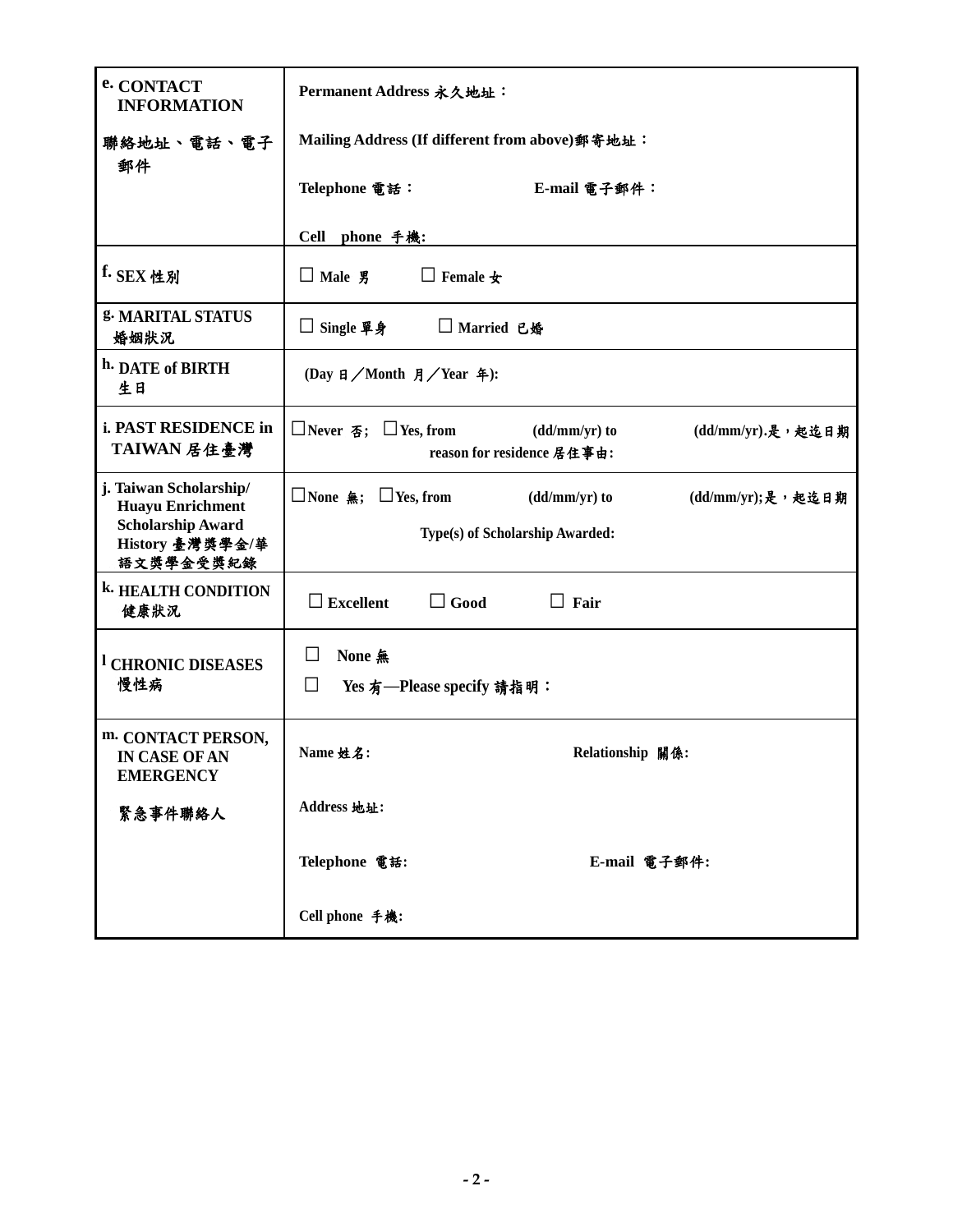| **e. CONTACT INFORMATION**<br><br>**聯絡地址、電話、電子郵件** | **Permanent Address 永久地址：**<br><br>**Mailing Address (If different from above)郵寄地址：**<br><br>**Telephone 電話：** **E-mail 電子郵件：**<br><br>**Cell phone 手機:** |
|---|---|
| **f. SEX 性別** | □ **Male 男** □ **Female 女** |
| **g. MARITAL STATUS 婚姻狀況** | □ **Single 單身** □ **Married 已婚** |
| **h. DATE of BIRTH 生日** | **(Day 日／Month 月／Year 年):** |
| **i. PAST RESIDENCE in TAIWAN 居住臺灣** | □**Never 否;** □**Yes, from (dd/mm/yr) to (dd/mm/yr).是，起迄日期**<br>**reason for residence 居住事由:** |
| **j. Taiwan Scholarship/ Huayu Enrichment Scholarship Award History 臺灣獎學金/華語文獎學金受獎紀錄** | □**None 無;** □**Yes, from (dd/mm/yr) to (dd/mm/yr);是，起迄日期**<br>**Type(s) of Scholarship Awarded:** |
| **k. HEALTH CONDITION 健康狀況** | □ **Excellent** □ **Good** □ **Fair** |
| **l CHRONIC DISEASES 慢性病** | □ **None 無**<br>□ **Yes 有—Please specify 請指明：** |
| **m. CONTACT PERSON, IN CASE OF AN EMERGENCY**<br><br>**緊急事件聯絡人** | **Name 姓名:** **Relationship 關係:**<br><br>**Address 地址:**<br><br>**Telephone 電話:** **E-mail 電子郵件:**<br><br>**Cell phone 手機:** |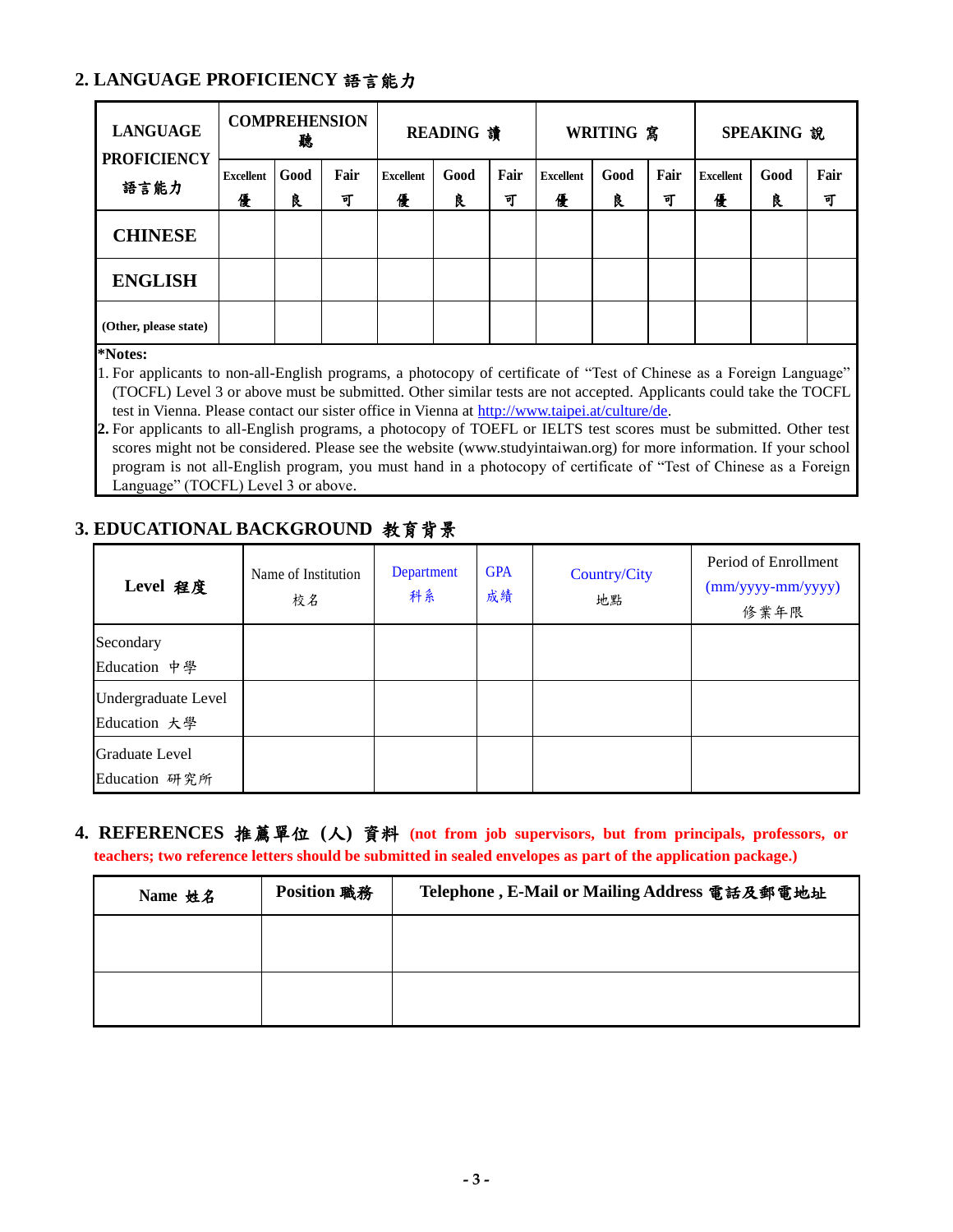## 2. LANGUAGE PROFICIENCY 語言能力

| LANGUAGE PROFICIENCY 語言能力 | COMPREHENSION 聽 | | | READING 讀 | | | WRITING 寫 | | | SPEAKING 說 | | |
|---|---|---|---|---|---|---|---|---|---|---|---|---|
| | Excellent 優 | Good 良 | Fair 可 | Excellent 優 | Good 良 | Fair 可 | Excellent 優 | Good 良 | Fair 可 | Excellent 優 | Good 良 | Fair 可 |
| CHINESE | | | | | | | | | | | | |
| ENGLISH | | | | | | | | | | | | |
| (Other, please state) | | | | | | | | | | | | |

*Notes:

1. For applicants to non-all-English programs, a photocopy of certificate of "Test of Chinese as a Foreign Language" (TOCFL) Level 3 or above must be submitted. Other similar tests are not accepted. Applicants could take the TOCFL test in Vienna. Please contact our sister office in Vienna at http://www.taipei.at/culture/de.
2. For applicants to all-English programs, a photocopy of TOEFL or IELTS test scores must be submitted. Other test scores might not be considered. Please see the website (www.studyintaiwan.org) for more information. If your school program is not all-English program, you must hand in a photocopy of certificate of "Test of Chinese as a Foreign Language" (TOCFL) Level 3 or above.

## 3. EDUCATIONAL BACKGROUND 教育背景

| Level 程度 | Name of Institution 校名 | Department 科系 | GPA 成績 | Country/City 地點 | Period of Enrollment (mm/yyyy-mm/yyyy) 修業年限 |
|---|---|---|---|---|---|
| Secondary Education 中學 | | | | | |
| Undergraduate Level Education 大學 | | | | | |
| Graduate Level Education 研究所 | | | | | |

## 4. REFERENCES 推薦單位（人）資料 (not from job supervisors, but from principals, professors, or teachers; two reference letters should be submitted in sealed envelopes as part of the application package.)

| Name 姓名 | Position 職務 | Telephone , E-Mail or Mailing Address 電話及郵電地址 |
|---|---|---|
| | | |
| | | |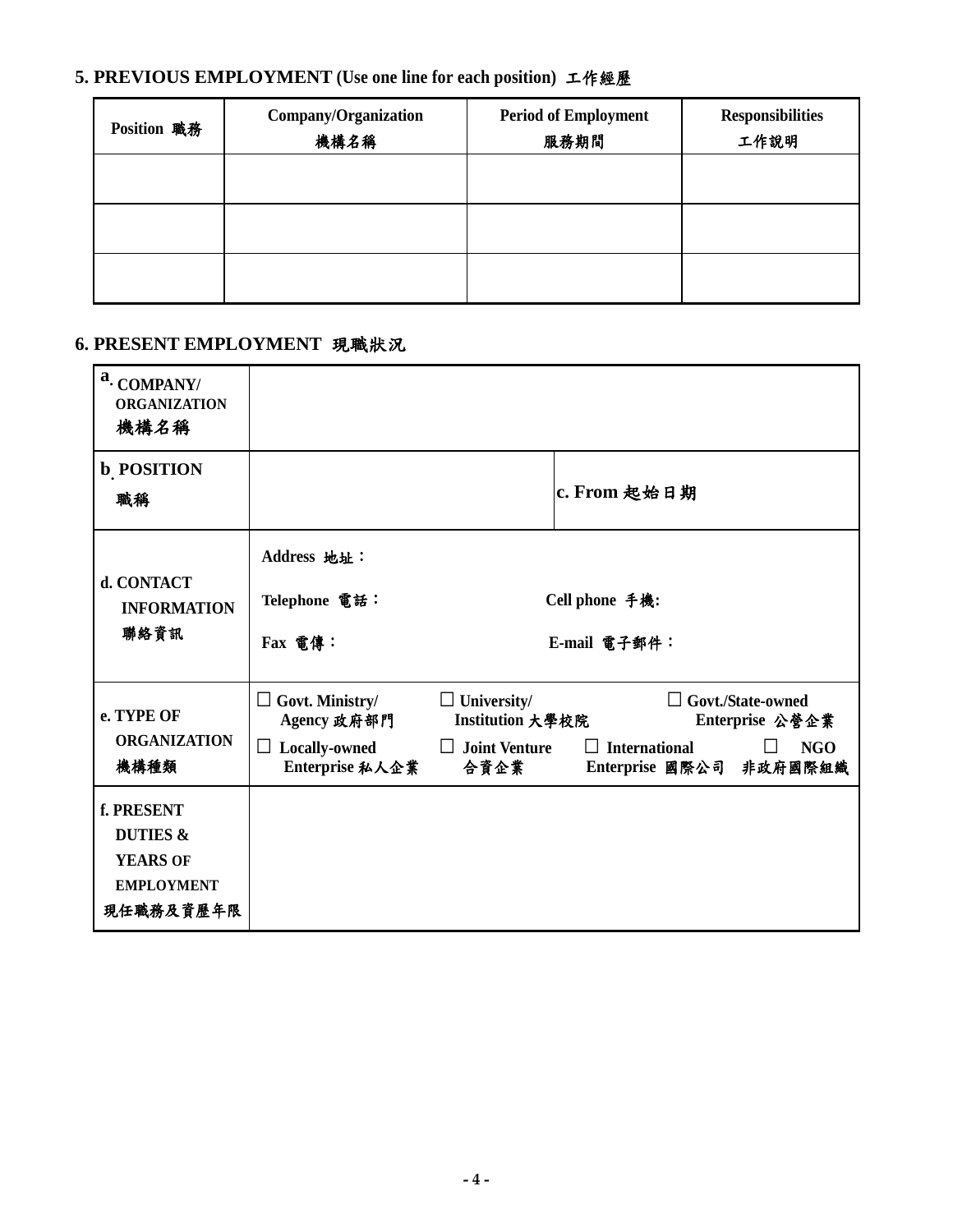## 5. PREVIOUS EMPLOYMENT (Use one line for each position) 工作經歷

| Position 職務 | Company/Organization 機構名稱 | Period of Employment 服務期間 | Responsibilities 工作說明 |
|---|---|---|---|
| | | | |
| | | | |
| | | | |

## 6. PRESENT EMPLOYMENT 現職狀況

| | | |
|---|---|---|
| a. COMPANY/ ORGANIZATION 機構名稱 | | |
| b. POSITION 職稱 | | c. From 起始日期 |
| d. CONTACT INFORMATION 聯絡資訊 | Address 地址：<br>Telephone 電話：<br>Fax 電傳： | <br>Cell phone 手機:<br>E-mail 電子郵件： |
| e. TYPE OF ORGANIZATION 機構種類 | ☐ Govt. Ministry/ Agency 政府部門 ☐ University/ Institution 大學校院 ☐ Govt./State-owned Enterprise 公營企業<br>☐ Locally-owned Enterprise 私人企業 ☐ Joint Venture 合資企業 ☐ International Enterprise 國際公司 ☐ NGO 非政府國際組織 | |
| f. PRESENT DUTIES & YEARS OF EMPLOYMENT 現任職務及資歷年限 | | |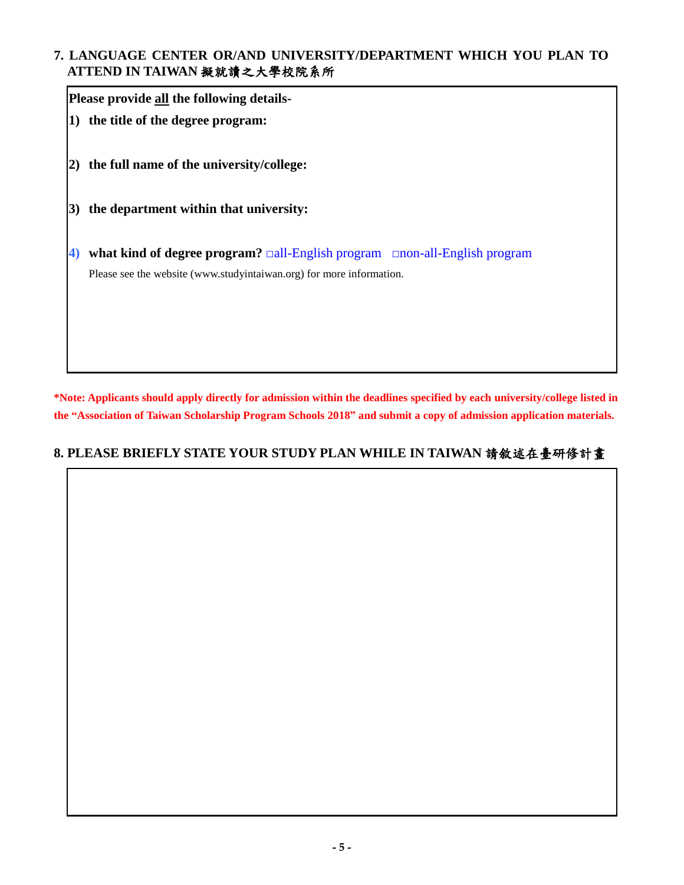## 7. LANGUAGE CENTER OR/AND UNIVERSITY/DEPARTMENT WHICH YOU PLAN TO ATTEND IN TAIWAN 擬就讀之大學校院系所

**Please provide <u>all</u> the following details-**

**1) the title of the degree program:**

**2) the full name of the university/college:**

**3) the department within that university:**

**4) what kind of degree program?** □all-English program □non-all-English program

Please see the website (www.studyintaiwan.org) for more information.

***Note: Applicants should apply directly for admission within the deadlines specified by each university/college listed in the "Association of Taiwan Scholarship Program Schools 2018" and submit a copy of admission application materials.**

## 8. PLEASE BRIEFLY STATE YOUR STUDY PLAN WHILE IN TAIWAN 請敘述在臺研修計畫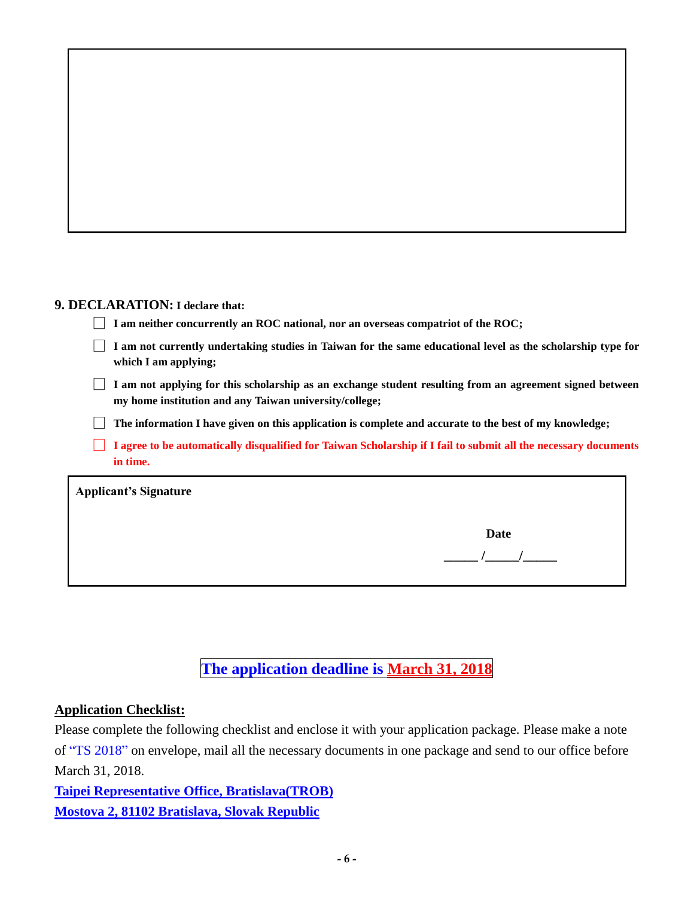## 9. DECLARATION: I declare that:

- ☐ **I am neither concurrently an ROC national, nor an overseas compatriot of the ROC;**
- ☐ **I am not currently undertaking studies in Taiwan for the same educational level as the scholarship type for which I am applying;**
- ☐ **I am not applying for this scholarship as an exchange student resulting from an agreement signed between my home institution and any Taiwan university/college;**
- ☐ **The information I have given on this application is complete and accurate to the best of my knowledge;**
- ☐ **I agree to be automatically disqualified for Taiwan Scholarship if I fail to submit all the necessary documents in time.**

| **Applicant's Signature** | **Date** |
|---|---|
| | _____ /_____/_____ |

**The application deadline is March 31, 2018**

**Application Checklist:**

Please complete the following checklist and enclose it with your application package. Please make a note of "TS 2018" on envelope, mail all the necessary documents in one package and send to our office before March 31, 2018.

**Taipei Representative Office, Bratislava(TROB)**

**Mostova 2, 81102 Bratislava, Slovak Republic**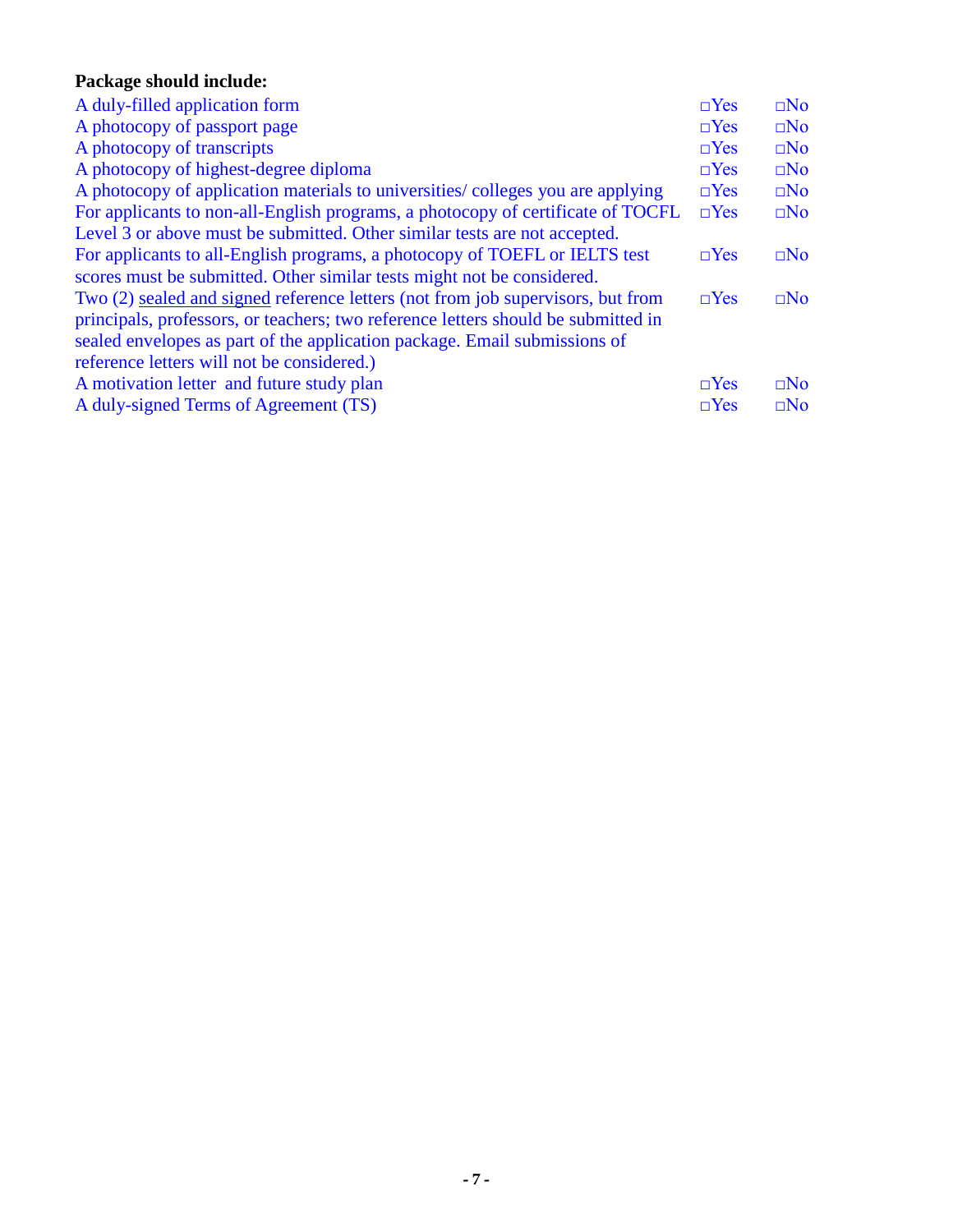**Package should include:**

| | | |
|---|---|---|
| A duly-filled application form | □Yes | □No |
| A photocopy of passport page | □Yes | □No |
| A photocopy of transcripts | □Yes | □No |
| A photocopy of highest-degree diploma | □Yes | □No |
| A photocopy of application materials to universities/ colleges you are applying | □Yes | □No |
| For applicants to non-all-English programs, a photocopy of certificate of TOCFL Level 3 or above must be submitted. Other similar tests are not accepted. | □Yes | □No |
| For applicants to all-English programs, a photocopy of TOEFL or IELTS test scores must be submitted. Other similar tests might not be considered. | □Yes | □No |
| Two (2) <u>sealed and signed</u> reference letters (not from job supervisors, but from principals, professors, or teachers; two reference letters should be submitted in sealed envelopes as part of the application package. Email submissions of reference letters will not be considered.) | □Yes | □No |
| A motivation letter and future study plan | □Yes | □No |
| A duly-signed Terms of Agreement (TS) | □Yes | □No |